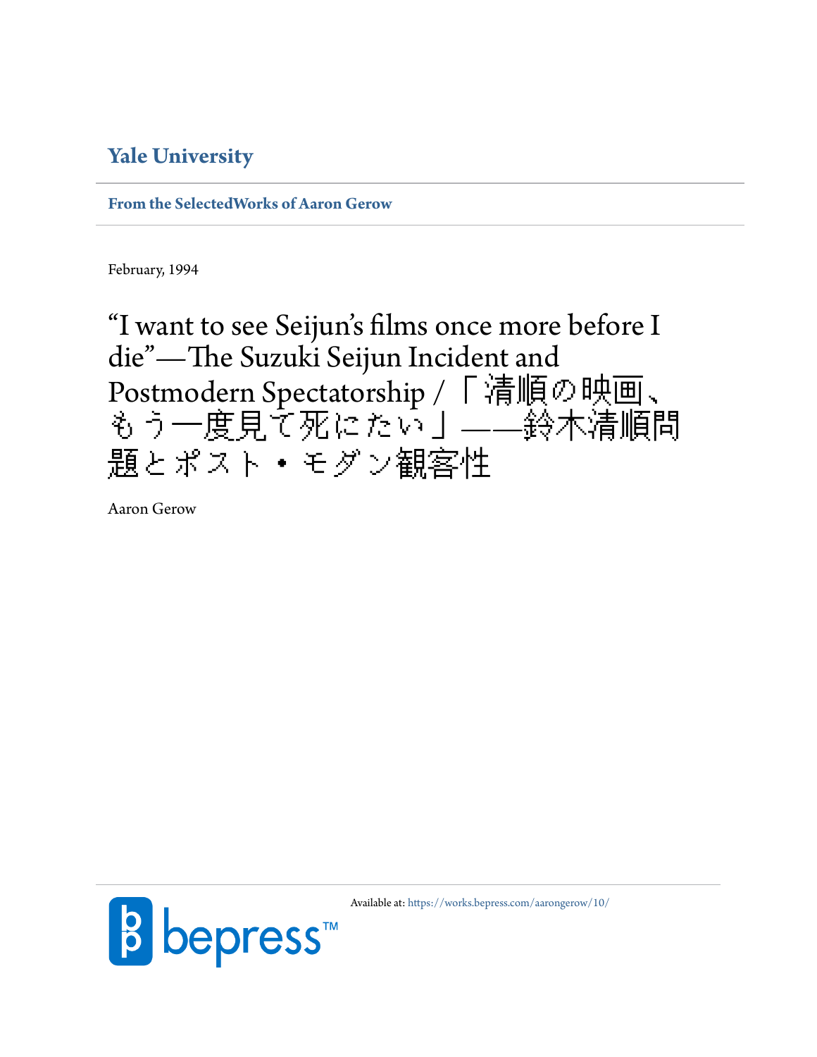**Yale University**

**From the SelectedWorks of Aaron Gerow**

February, 1994

# "I want to see Seijun's films once more before I die"—The Suzuki Seijun Incident and Postmodern Spectatorship / 「清順の映画、もう一度見て死にたい」——鈴木清順問題とポスト・モダン観客性

Aaron Gerow

Available at: https://works.bepress.com/aarongerow/10/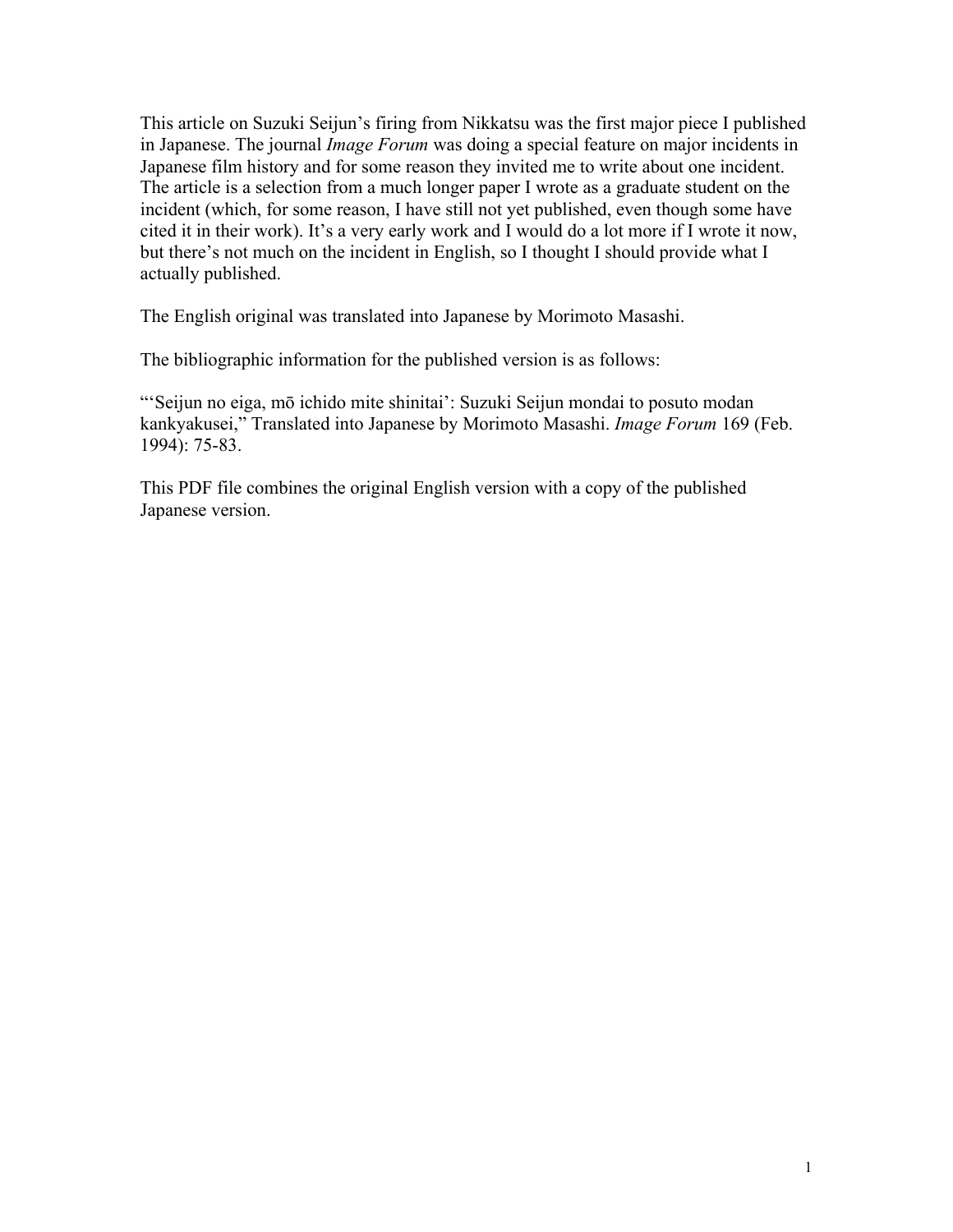This article on Suzuki Seijun's firing from Nikkatsu was the first major piece I published in Japanese. The journal *Image Forum* was doing a special feature on major incidents in Japanese film history and for some reason they invited me to write about one incident. The article is a selection from a much longer paper I wrote as a graduate student on the incident (which, for some reason, I have still not yet published, even though some have cited it in their work). It's a very early work and I would do a lot more if I wrote it now, but there's not much on the incident in English, so I thought I should provide what I actually published.

The English original was translated into Japanese by Morimoto Masashi.

The bibliographic information for the published version is as follows:

"'Seijun no eiga, mō ichido mite shinitai': Suzuki Seijun mondai to posuto modan kankyakusei," Translated into Japanese by Morimoto Masashi. *Image Forum* 169 (Feb. 1994): 75-83.

This PDF file combines the original English version with a copy of the published Japanese version.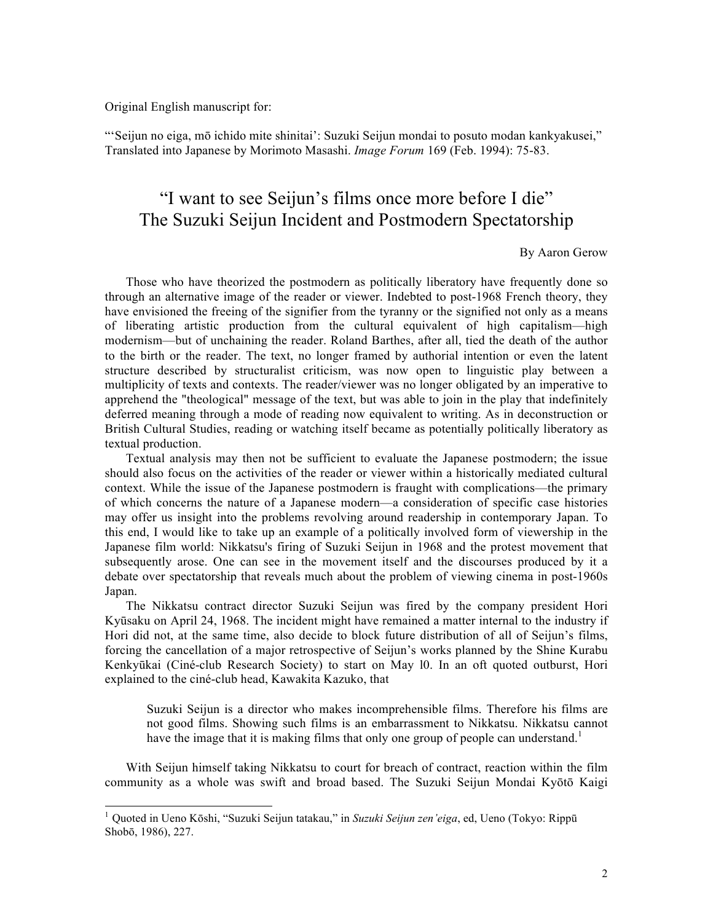Original English manuscript for:

"'Seijun no eiga, mō ichido mite shinitai': Suzuki Seijun mondai to posuto modan kankyakusei," Translated into Japanese by Morimoto Masashi. *Image Forum* 169 (Feb. 1994): 75-83.

# "I want to see Seijun's films once more before I die"
# The Suzuki Seijun Incident and Postmodern Spectatorship

By Aaron Gerow

Those who have theorized the postmodern as politically liberatory have frequently done so through an alternative image of the reader or viewer. Indebted to post-1968 French theory, they have envisioned the freeing of the signifier from the tyranny or the signified not only as a means of liberating artistic production from the cultural equivalent of high capitalism—high modernism—but of unchaining the reader. Roland Barthes, after all, tied the death of the author to the birth or the reader. The text, no longer framed by authorial intention or even the latent structure described by structuralist criticism, was now open to linguistic play between a multiplicity of texts and contexts. The reader/viewer was no longer obligated by an imperative to apprehend the "theological" message of the text, but was able to join in the play that indefinitely deferred meaning through a mode of reading now equivalent to writing. As in deconstruction or British Cultural Studies, reading or watching itself became as potentially politically liberatory as textual production.

Textual analysis may then not be sufficient to evaluate the Japanese postmodern; the issue should also focus on the activities of the reader or viewer within a historically mediated cultural context. While the issue of the Japanese postmodern is fraught with complications—the primary of which concerns the nature of a Japanese modern—a consideration of specific case histories may offer us insight into the problems revolving around readership in contemporary Japan. To this end, I would like to take up an example of a politically involved form of viewership in the Japanese film world: Nikkatsu's firing of Suzuki Seijun in 1968 and the protest movement that subsequently arose. One can see in the movement itself and the discourses produced by it a debate over spectatorship that reveals much about the problem of viewing cinema in post-1960s Japan.

The Nikkatsu contract director Suzuki Seijun was fired by the company president Hori Kyūsaku on April 24, 1968. The incident might have remained a matter internal to the industry if Hori did not, at the same time, also decide to block future distribution of all of Seijun's films, forcing the cancellation of a major retrospective of Seijun's works planned by the Shine Kurabu Kenkyūkai (Ciné-club Research Society) to start on May l0. In an oft quoted outburst, Hori explained to the ciné-club head, Kawakita Kazuko, that

> Suzuki Seijun is a director who makes incomprehensible films. Therefore his films are not good films. Showing such films is an embarrassment to Nikkatsu. Nikkatsu cannot have the image that it is making films that only one group of people can understand.[1]

With Seijun himself taking Nikkatsu to court for breach of contract, reaction within the film community as a whole was swift and broad based. The Suzuki Seijun Mondai Kyōtō Kaigi

[1] Quoted in Ueno Kōshi, "Suzuki Seijun tatakau," in *Suzuki Seijun zen'eiga*, ed, Ueno (Tokyo: Rippū Shobō, 1986), 227.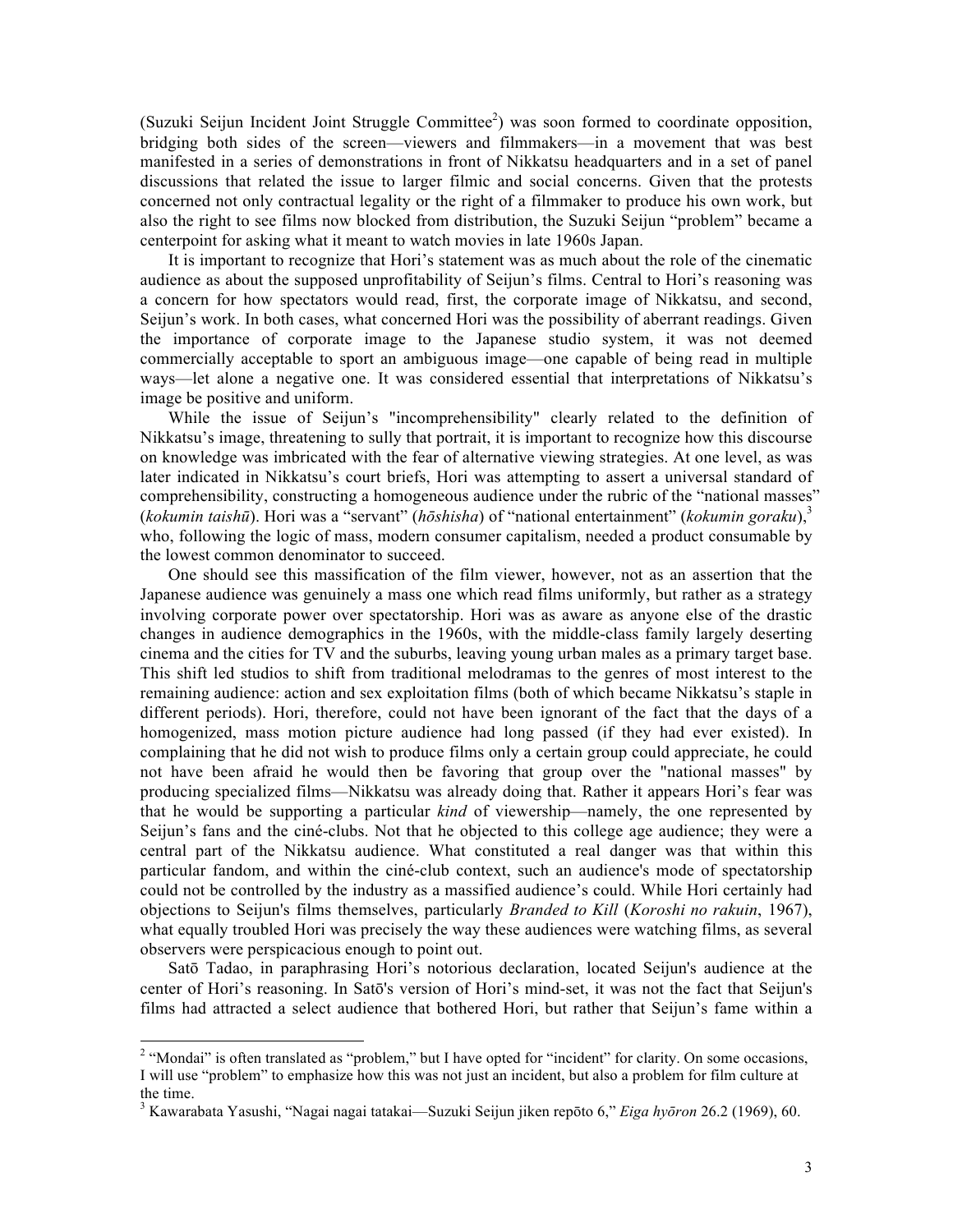(Suzuki Seijun Incident Joint Struggle Committee[2]) was soon formed to coordinate opposition, bridging both sides of the screen—viewers and filmmakers—in a movement that was best manifested in a series of demonstrations in front of Nikkatsu headquarters and in a set of panel discussions that related the issue to larger filmic and social concerns. Given that the protests concerned not only contractual legality or the right of a filmmaker to produce his own work, but also the right to see films now blocked from distribution, the Suzuki Seijun "problem" became a centerpoint for asking what it meant to watch movies in late 1960s Japan.

It is important to recognize that Hori's statement was as much about the role of the cinematic audience as about the supposed unprofitability of Seijun's films. Central to Hori's reasoning was a concern for how spectators would read, first, the corporate image of Nikkatsu, and second, Seijun's work. In both cases, what concerned Hori was the possibility of aberrant readings. Given the importance of corporate image to the Japanese studio system, it was not deemed commercially acceptable to sport an ambiguous image—one capable of being read in multiple ways—let alone a negative one. It was considered essential that interpretations of Nikkatsu's image be positive and uniform.

While the issue of Seijun's "incomprehensibility" clearly related to the definition of Nikkatsu's image, threatening to sully that portrait, it is important to recognize how this discourse on knowledge was imbricated with the fear of alternative viewing strategies. At one level, as was later indicated in Nikkatsu's court briefs, Hori was attempting to assert a universal standard of comprehensibility, constructing a homogeneous audience under the rubric of the "national masses" (*kokumin taishū*). Hori was a "servant" (*hōshisha*) of "national entertainment" (*kokumin goraku*),[3] who, following the logic of mass, modern consumer capitalism, needed a product consumable by the lowest common denominator to succeed.

One should see this massification of the film viewer, however, not as an assertion that the Japanese audience was genuinely a mass one which read films uniformly, but rather as a strategy involving corporate power over spectatorship. Hori was as aware as anyone else of the drastic changes in audience demographics in the 1960s, with the middle-class family largely deserting cinema and the cities for TV and the suburbs, leaving young urban males as a primary target base. This shift led studios to shift from traditional melodramas to the genres of most interest to the remaining audience: action and sex exploitation films (both of which became Nikkatsu's staple in different periods). Hori, therefore, could not have been ignorant of the fact that the days of a homogenized, mass motion picture audience had long passed (if they had ever existed). In complaining that he did not wish to produce films only a certain group could appreciate, he could not have been afraid he would then be favoring that group over the "national masses" by producing specialized films—Nikkatsu was already doing that. Rather it appears Hori's fear was that he would be supporting a particular *kind* of viewership—namely, the one represented by Seijun's fans and the ciné-clubs. Not that he objected to this college age audience; they were a central part of the Nikkatsu audience. What constituted a real danger was that within this particular fandom, and within the ciné-club context, such an audience's mode of spectatorship could not be controlled by the industry as a massified audience's could. While Hori certainly had objections to Seijun's films themselves, particularly *Branded to Kill* (*Koroshi no rakuin*, 1967), what equally troubled Hori was precisely the way these audiences were watching films, as several observers were perspicacious enough to point out.

Satō Tadao, in paraphrasing Hori's notorious declaration, located Seijun's audience at the center of Hori's reasoning. In Satō's version of Hori's mind-set, it was not the fact that Seijun's films had attracted a select audience that bothered Hori, but rather that Seijun's fame within a

---

[2] "Mondai" is often translated as "problem," but I have opted for "incident" for clarity. On some occasions, I will use "problem" to emphasize how this was not just an incident, but also a problem for film culture at the time.

[3] Kawarabata Yasushi, "Nagai nagai tatakai—Suzuki Seijun jiken repōto 6," *Eiga hyōron* 26.2 (1969), 60.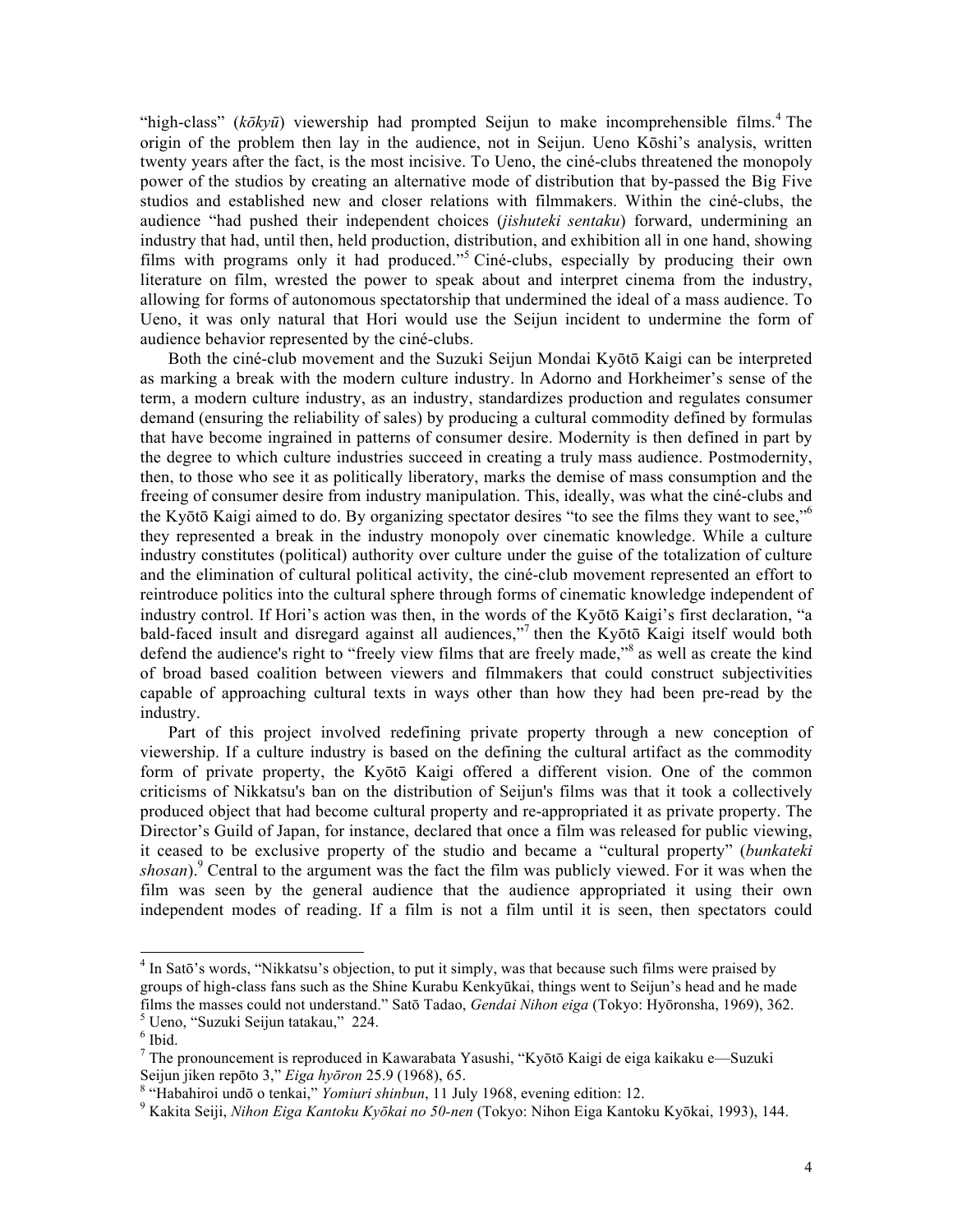"high-class" (*kōkyū*) viewership had prompted Seijun to make incomprehensible films.[4] The origin of the problem then lay in the audience, not in Seijun. Ueno Kōshi's analysis, written twenty years after the fact, is the most incisive. To Ueno, the ciné-clubs threatened the monopoly power of the studios by creating an alternative mode of distribution that by-passed the Big Five studios and established new and closer relations with filmmakers. Within the ciné-clubs, the audience "had pushed their independent choices (*jishuteki sentaku*) forward, undermining an industry that had, until then, held production, distribution, and exhibition all in one hand, showing films with programs only it had produced."[5] Ciné-clubs, especially by producing their own literature on film, wrested the power to speak about and interpret cinema from the industry, allowing for forms of autonomous spectatorship that undermined the ideal of a mass audience. To Ueno, it was only natural that Hori would use the Seijun incident to undermine the form of audience behavior represented by the ciné-clubs.

Both the ciné-club movement and the Suzuki Seijun Mondai Kyōtō Kaigi can be interpreted as marking a break with the modern culture industry. In Adorno and Horkheimer's sense of the term, a modern culture industry, as an industry, standardizes production and regulates consumer demand (ensuring the reliability of sales) by producing a cultural commodity defined by formulas that have become ingrained in patterns of consumer desire. Modernity is then defined in part by the degree to which culture industries succeed in creating a truly mass audience. Postmodernity, then, to those who see it as politically liberatory, marks the demise of mass consumption and the freeing of consumer desire from industry manipulation. This, ideally, was what the ciné-clubs and the Kyōtō Kaigi aimed to do. By organizing spectator desires "to see the films they want to see,"[6] they represented a break in the industry monopoly over cinematic knowledge. While a culture industry constitutes (political) authority over culture under the guise of the totalization of culture and the elimination of cultural political activity, the ciné-club movement represented an effort to reintroduce politics into the cultural sphere through forms of cinematic knowledge independent of industry control. If Hori's action was then, in the words of the Kyōtō Kaigi's first declaration, "a bald-faced insult and disregard against all audiences,"[7] then the Kyōtō Kaigi itself would both defend the audience's right to "freely view films that are freely made,"[8] as well as create the kind of broad based coalition between viewers and filmmakers that could construct subjectivities capable of approaching cultural texts in ways other than how they had been pre-read by the industry.

Part of this project involved redefining private property through a new conception of viewership. If a culture industry is based on the defining the cultural artifact as the commodity form of private property, the Kyōtō Kaigi offered a different vision. One of the common criticisms of Nikkatsu's ban on the distribution of Seijun's films was that it took a collectively produced object that had become cultural property and re-appropriated it as private property. The Director's Guild of Japan, for instance, declared that once a film was released for public viewing, it ceased to be exclusive property of the studio and became a "cultural property" (*bunkateki shosan*).[9] Central to the argument was the fact the film was publicly viewed. For it was when the film was seen by the general audience that the audience appropriated it using their own independent modes of reading. If a film is not a film until it is seen, then spectators could

---

[4] In Satō's words, "Nikkatsu's objection, to put it simply, was that because such films were praised by groups of high-class fans such as the Shine Kurabu Kenkyūkai, things went to Seijun's head and he made films the masses could not understand." Satō Tadao, *Gendai Nihon eiga* (Tokyo: Hyōronsha, 1969), 362.

[5] Ueno, "Suzuki Seijun tatakau," 224.

[6] Ibid.

[7] The pronouncement is reproduced in Kawarabata Yasushi, "Kyōtō Kaigi de eiga kaikaku e—Suzuki Seijun jiken repōto 3," *Eiga hyōron* 25.9 (1968), 65.

[8] "Habahiroi undō o tenkai," *Yomiuri shinbun*, 11 July 1968, evening edition: 12.

[9] Kakita Seiji, *Nihon Eiga Kantoku Kyōkai no 50-nen* (Tokyo: Nihon Eiga Kantoku Kyōkai, 1993), 144.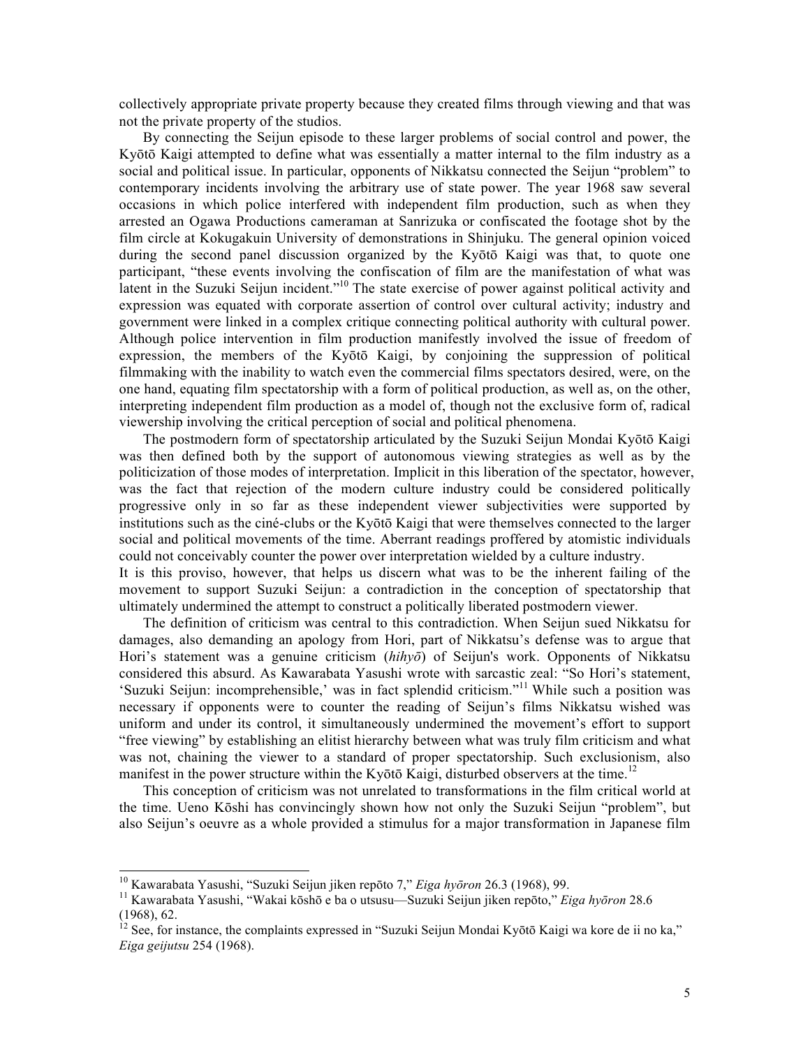collectively appropriate private property because they created films through viewing and that was not the private property of the studios.

By connecting the Seijun episode to these larger problems of social control and power, the Kyōtō Kaigi attempted to define what was essentially a matter internal to the film industry as a social and political issue. In particular, opponents of Nikkatsu connected the Seijun "problem" to contemporary incidents involving the arbitrary use of state power. The year 1968 saw several occasions in which police interfered with independent film production, such as when they arrested an Ogawa Productions cameraman at Sanrizuka or confiscated the footage shot by the film circle at Kokugakuin University of demonstrations in Shinjuku. The general opinion voiced during the second panel discussion organized by the Kyōtō Kaigi was that, to quote one participant, "these events involving the confiscation of film are the manifestation of what was latent in the Suzuki Seijun incident."[10] The state exercise of power against political activity and expression was equated with corporate assertion of control over cultural activity; industry and government were linked in a complex critique connecting political authority with cultural power. Although police intervention in film production manifestly involved the issue of freedom of expression, the members of the Kyōtō Kaigi, by conjoining the suppression of political filmmaking with the inability to watch even the commercial films spectators desired, were, on the one hand, equating film spectatorship with a form of political production, as well as, on the other, interpreting independent film production as a model of, though not the exclusive form of, radical viewership involving the critical perception of social and political phenomena.

The postmodern form of spectatorship articulated by the Suzuki Seijun Mondai Kyōtō Kaigi was then defined both by the support of autonomous viewing strategies as well as by the politicization of those modes of interpretation. Implicit in this liberation of the spectator, however, was the fact that rejection of the modern culture industry could be considered politically progressive only in so far as these independent viewer subjectivities were supported by institutions such as the ciné-clubs or the Kyōtō Kaigi that were themselves connected to the larger social and political movements of the time. Aberrant readings proffered by atomistic individuals could not conceivably counter the power over interpretation wielded by a culture industry.
It is this proviso, however, that helps us discern what was to be the inherent failing of the movement to support Suzuki Seijun: a contradiction in the conception of spectatorship that ultimately undermined the attempt to construct a politically liberated postmodern viewer.

The definition of criticism was central to this contradiction. When Seijun sued Nikkatsu for damages, also demanding an apology from Hori, part of Nikkatsu's defense was to argue that Hori's statement was a genuine criticism (*hihyō*) of Seijun's work. Opponents of Nikkatsu considered this absurd. As Kawarabata Yasushi wrote with sarcastic zeal: "So Hori's statement, 'Suzuki Seijun: incomprehensible,' was in fact splendid criticism."[11] While such a position was necessary if opponents were to counter the reading of Seijun's films Nikkatsu wished was uniform and under its control, it simultaneously undermined the movement's effort to support "free viewing" by establishing an elitist hierarchy between what was truly film criticism and what was not, chaining the viewer to a standard of proper spectatorship. Such exclusionism, also manifest in the power structure within the Kyōtō Kaigi, disturbed observers at the time.[12]

This conception of criticism was not unrelated to transformations in the film critical world at the time. Ueno Kōshi has convincingly shown how not only the Suzuki Seijun "problem", but also Seijun's oeuvre as a whole provided a stimulus for a major transformation in Japanese film

---

[10] Kawarabata Yasushi, "Suzuki Seijun jiken repōto 7," *Eiga hyōron* 26.3 (1968), 99.

[11] Kawarabata Yasushi, "Wakai kōshō e ba o utsusu—Suzuki Seijun jiken repōto," *Eiga hyōron* 28.6 (1968), 62.

[12] See, for instance, the complaints expressed in "Suzuki Seijun Mondai Kyōtō Kaigi wa kore de ii no ka," *Eiga geijutsu* 254 (1968).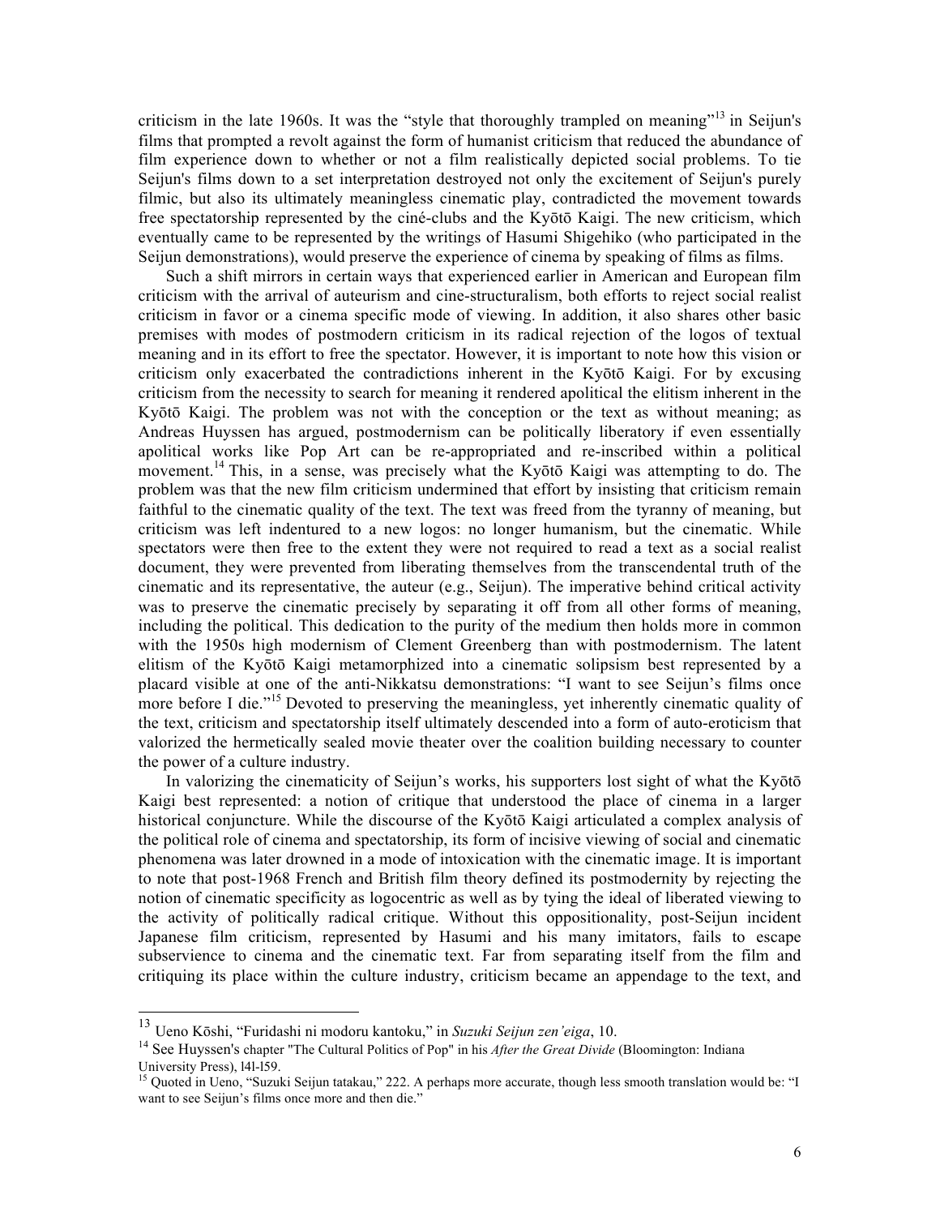criticism in the late 1960s. It was the "style that thoroughly trampled on meaning"[13] in Seijun's films that prompted a revolt against the form of humanist criticism that reduced the abundance of film experience down to whether or not a film realistically depicted social problems. To tie Seijun's films down to a set interpretation destroyed not only the excitement of Seijun's purely filmic, but also its ultimately meaningless cinematic play, contradicted the movement towards free spectatorship represented by the ciné-clubs and the Kyōtō Kaigi. The new criticism, which eventually came to be represented by the writings of Hasumi Shigehiko (who participated in the Seijun demonstrations), would preserve the experience of cinema by speaking of films as films.

Such a shift mirrors in certain ways that experienced earlier in American and European film criticism with the arrival of auteurism and cine-structuralism, both efforts to reject social realist criticism in favor or a cinema specific mode of viewing. In addition, it also shares other basic premises with modes of postmodern criticism in its radical rejection of the logos of textual meaning and in its effort to free the spectator. However, it is important to note how this vision or criticism only exacerbated the contradictions inherent in the Kyōtō Kaigi. For by excusing criticism from the necessity to search for meaning it rendered apolitical the elitism inherent in the Kyōtō Kaigi. The problem was not with the conception or the text as without meaning; as Andreas Huyssen has argued, postmodernism can be politically liberatory if even essentially apolitical works like Pop Art can be re-appropriated and re-inscribed within a political movement.[14] This, in a sense, was precisely what the Kyōtō Kaigi was attempting to do. The problem was that the new film criticism undermined that effort by insisting that criticism remain faithful to the cinematic quality of the text. The text was freed from the tyranny of meaning, but criticism was left indentured to a new logos: no longer humanism, but the cinematic. While spectators were then free to the extent they were not required to read a text as a social realist document, they were prevented from liberating themselves from the transcendental truth of the cinematic and its representative, the auteur (e.g., Seijun). The imperative behind critical activity was to preserve the cinematic precisely by separating it off from all other forms of meaning, including the political. This dedication to the purity of the medium then holds more in common with the 1950s high modernism of Clement Greenberg than with postmodernism. The latent elitism of the Kyōtō Kaigi metamorphized into a cinematic solipsism best represented by a placard visible at one of the anti-Nikkatsu demonstrations: "I want to see Seijun's films once more before I die."[15] Devoted to preserving the meaningless, yet inherently cinematic quality of the text, criticism and spectatorship itself ultimately descended into a form of auto-eroticism that valorized the hermetically sealed movie theater over the coalition building necessary to counter the power of a culture industry.

In valorizing the cinematicity of Seijun's works, his supporters lost sight of what the Kyōtō Kaigi best represented: a notion of critique that understood the place of cinema in a larger historical conjuncture. While the discourse of the Kyōtō Kaigi articulated a complex analysis of the political role of cinema and spectatorship, its form of incisive viewing of social and cinematic phenomena was later drowned in a mode of intoxication with the cinematic image. It is important to note that post-1968 French and British film theory defined its postmodernity by rejecting the notion of cinematic specificity as logocentric as well as by tying the ideal of liberated viewing to the activity of politically radical critique. Without this oppositionality, post-Seijun incident Japanese film criticism, represented by Hasumi and his many imitators, fails to escape subservience to cinema and the cinematic text. Far from separating itself from the film and critiquing its place within the culture industry, criticism became an appendage to the text, and

---

[13] Ueno Kōshi, "Furidashi ni modoru kantoku," in *Suzuki Seijun zen'eiga*, 10.

[14] See Huyssen's chapter "The Cultural Politics of Pop" in his *After the Great Divide* (Bloomington: Indiana University Press), l4l-l59.

[15] Quoted in Ueno, "Suzuki Seijun tatakau," 222. A perhaps more accurate, though less smooth translation would be: "I want to see Seijun's films once more and then die."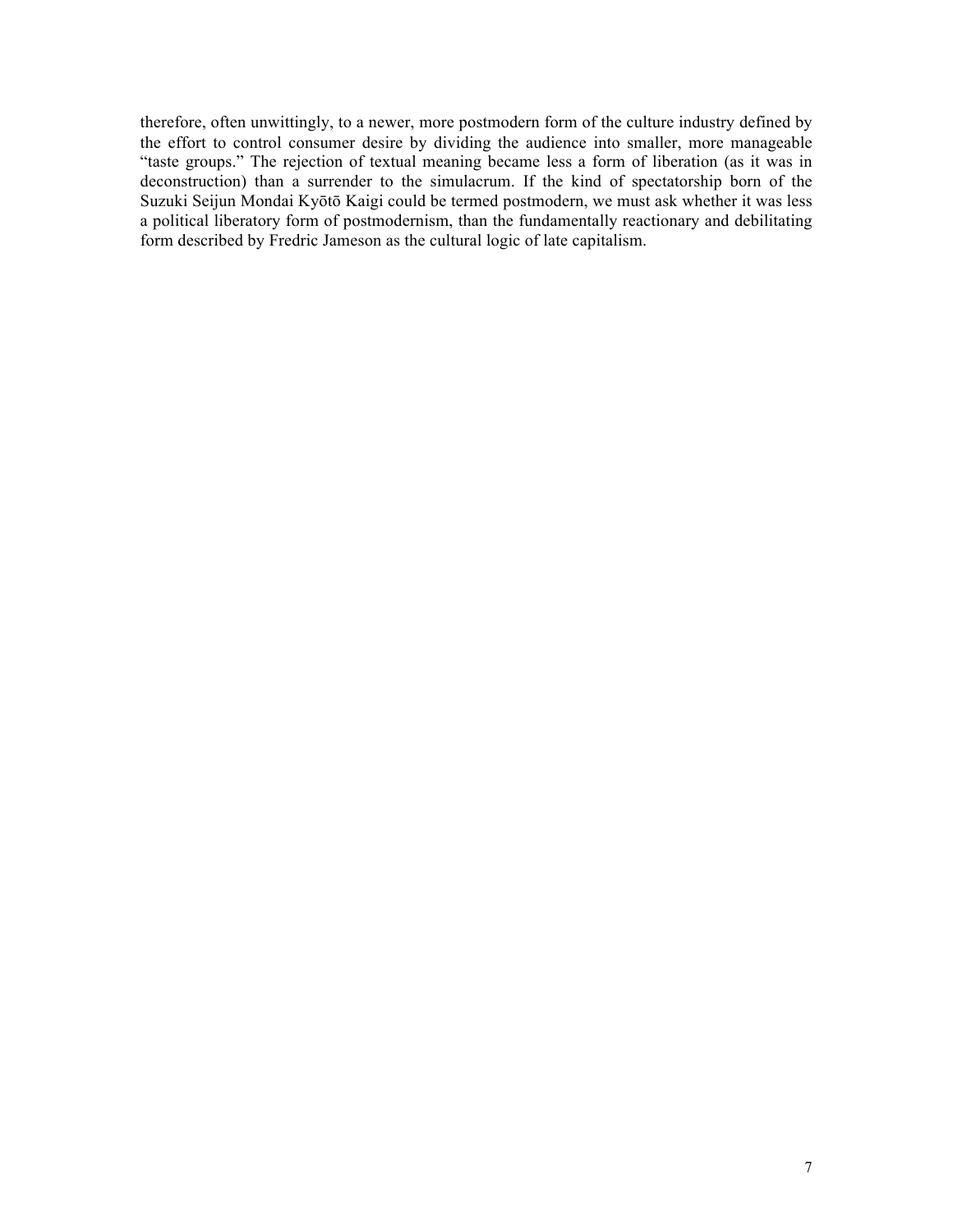therefore, often unwittingly, to a newer, more postmodern form of the culture industry defined by the effort to control consumer desire by dividing the audience into smaller, more manageable "taste groups." The rejection of textual meaning became less a form of liberation (as it was in deconstruction) than a surrender to the simulacrum. If the kind of spectatorship born of the Suzuki Seijun Mondai Kyōtō Kaigi could be termed postmodern, we must ask whether it was less a political liberatory form of postmodernism, than the fundamentally reactionary and debilitating form described by Fredric Jameson as the cultural logic of late capitalism.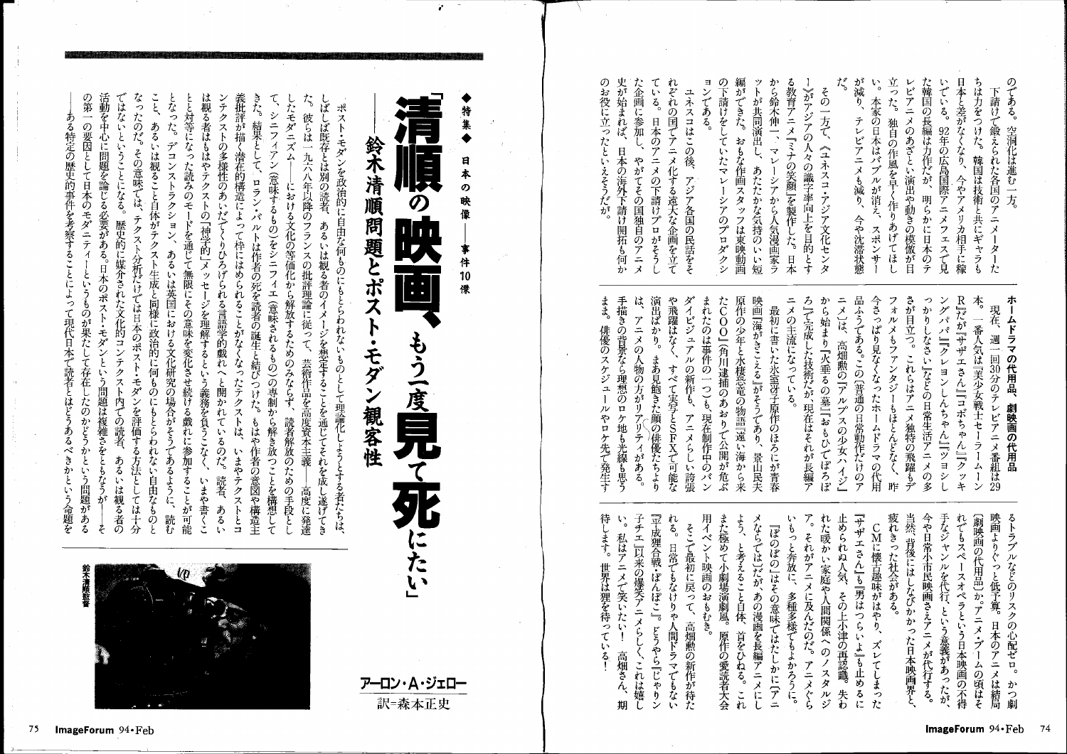のである。空洞化は進む一方。

下請けで鍛えられた各国のアニメーターたちは力をつけた。韓国は技術と共にギャラも日本と差がなくなり、今やアメリカ相手に稼いでいる。92年の広島国際アニメフェスで見た韓国の長編は力作だが、明らかに日本のテレビアニメのあざとい演出や動きの模倣が目立った。独自の作風を早く作りあげてほしい。本家の日本はバブルが消え、スポンサーが減り、テレビアニメも減り、今や沈滞状態だ。

その一方で、〈ユネスコ・アジア文化センター〉がアジアの人々の識字率向上を目的とする教育アニメ『ミナの笑顔』を製作した。日本から鈴木伸一、マレーシアから人気漫画家ラットが共同演出し、あたたかな気持ちのいい短編ができた。おもな作画スタッフは東映動画の下請けをしていたマレーシアのプロダクションである。

ユネスコはこの後、アジア各国の民話をそれぞれの国でアニメ化する遠大な企画を立てている。日本のアニメの下請けプロがそうした企画に参加し、やがてその国独自のアニメ史が始まれば、日本の海外下請け開拓も何かのお役に立ったといえそうだが。

**ホームドラマの代用品、劇映画の代用品**

現在、週一回30分のテレビアニメ番組は29本。一番人気は『美少女戦士セーラームーンR』だが『サザエさん』『コボちゃん』『クッキングパパ』『クレヨンしんちゃん』『ツヨシしっかりしなさい』などの日常生活アニメの多さが目立つ。これらはアニメ独特の飛躍もデフォルメもファンタジーもほとんどなく、昨今さっぱり見なくなったホームドラマの代用品ふうである。この〈普通の日常動作だけのアニメ〉は、高畑勲の『アルプスの少女ハイジ』から始まり『火垂るの墓』『おもひでぽろぽろ』で完成した技術だが、現在はそれが長編アニメの主流になっている。

最初に書いた氷室冴子原作のほろにが青春映画『海がきこえる』がそうであり、景山民夫原作の少年と水棲恐竜の物語『遠い海から来たCOO』（角川逮捕のおりで公開が危ぶまれたのは事件の一つ）も、現在制作中のバンダイビジュアルの新作も、アニメらしい誇張や飛躍はなく、すべて実写とSFXで可能な演出ばかり。まあ見飽きた顔の俳優たちよりは、アニメの人物の方がリアリティがある。手描きの背景なら理想のロケ地も光線も思うまま。俳優のスケジュールやロケ先で発生するトラブルなどのリスクの心配ゼロ。かつ劇映画よりぐっと低予算。日本のアニメは結局〈劇映画の代用品〉か。アニメ・ブームの頃はそれでもスペースオペラという日本映画の不得手なジャンルを代行、という意義があったが、今や日常小市民映画さえアニメが代行する。当然、背後にはしなびかかった日本映画界と、疲れきった社会がある。

CMに懐古趣味がはやり、ズレてしまった『サザエさん』も『男はつらいよ』も止めるに止められぬ人気、その上小津の再認識。失われた暖かい家庭や人間関係へのノスタルジア。それがアニメに及んだのだ。アニメぐらいもっと奔放に、多種多様でもよかろうに。

『ぼのぼの』はその意味ではたしかに〈アニメならでは〉だが、あの漫画を長編アニメにしよう、と考えること自体、首をひねる。これまた極めて小劇場演劇風。原作の愛読者大会用イベント映画のおもむき。

そこで最初に戻って、高畑勲の新作が待たれる。日常でもなけりゃ人間ドラマでもない『平成狸合戦・ぽんぽこ』。どうやら『じゃりン子チエ』以来の爆笑アニメらしく、これは嬉しい。私はアニメで笑いたい！ 高畑さん、期待します。世界は狸を待っている！

◆特集◆ 日本の映像——事件10像

# 「清順の映画、もう一度見て死にたい」

## ——鈴木清順問題とポスト・モダン観客性

アーロン・A・ジェロー
訳＝森本正史

鈴木清順監督

ポスト・モダンを政治的に自由な何ものにもとらわれないものとして理論化しようとする者たちは、しばしば既存とは別の読者、あるいは観る者のイメージを想定することを通じてそれを成し遂げてきた。彼らは一九六八年以降のフランスの批評理論に従って、芸術作品を高度資本主義——高度に発達したモダニズム——における文化の等価化から解放するためのみならず、読者解放のための手段として、シニフィアン（意味するもの）をシニフィエ（意味されるもの）の専制から解き放つことを構想してきた。結果として、ロラン・バルトは作者の死を読者の誕生と結びつけた。もはや作者の意図や構造主義批評が描く潜在的構造によって枠にはめられることがなくなったテクストは、いまやテクストとコンテクストの多様性のあいだでくりひろげられる言語学的戯れへと開かれているのだ。読者、あるいは観る者はもはやテクストの「神学的」メッセージを理解するという義務を負うこともなく、いまや書くことと対等になった読みのモードを通じて無限にその意味を変化させ続ける戯れに参加することが可能となった。デコンストラクション、あるいは英国における文化研究の場合がそうであるように、読むこと、あるいは観ること自体がテクスト生成と同様に政治的に何ものにもとらわれない自由なものとなったのだ。その意味では、テクスト分析だけでは日本のポスト・モダンを評価する方法としては十分ではないということになる。歴史的に媒介された文化的コンテクスト内での読者、あるいは観る者の活動を中心に問題を論じる必要がある。日本のポスト・モダンという問題は複雑さをともなうが——その第一の要因として日本のモダニティーというものが果たして存在したのかどうかという問題がある——ある特定の歴史的事件を考察することによって現代日本で読者とはどうあるべきかという命題を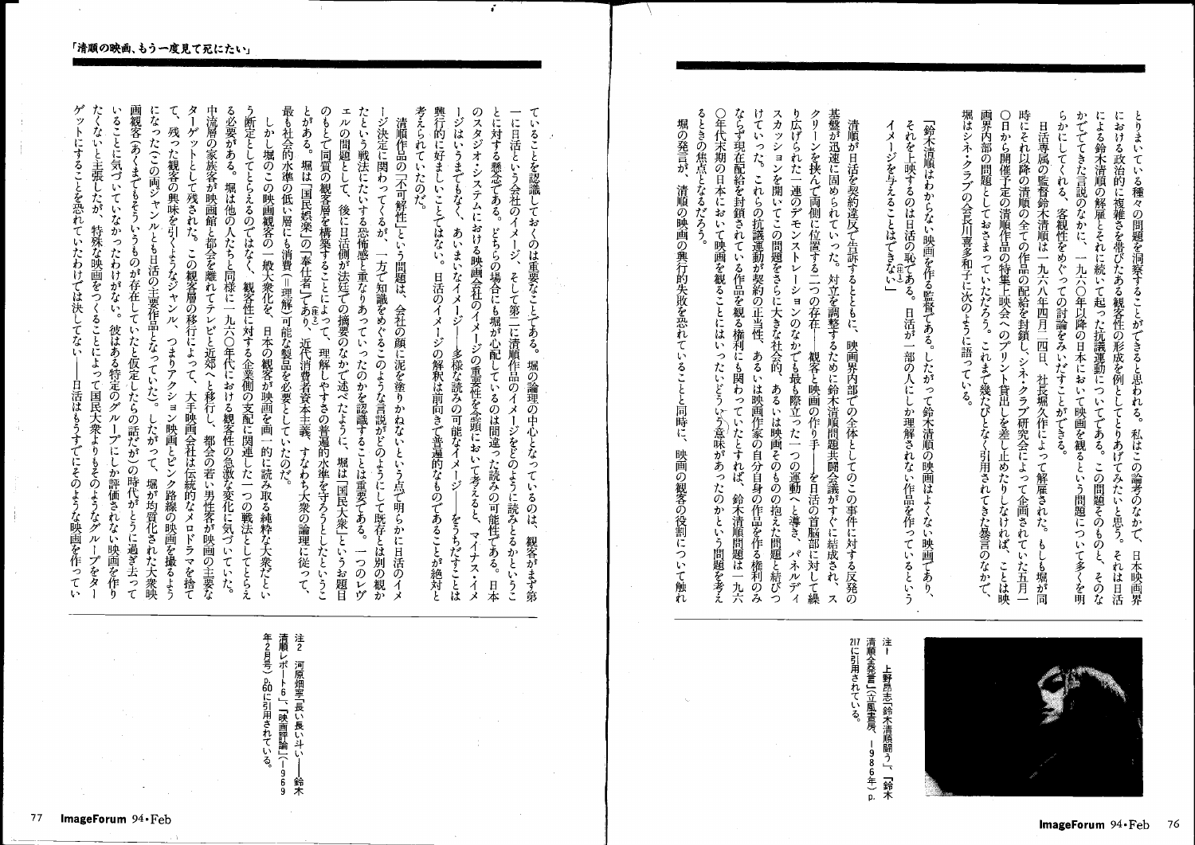とりまいている種々の問題を洞察することができると思われる。私はこの論考のなかで、日本映画界における政治的に複雑さを帯びたある観客性の形成を例としてとりあげてみたいと思う。それは日活による鈴木清順の解雇とそれに続いて起った抗議運動についてである。この問題そのもの、そのなかでてきた言説のなかに、一九六〇年以降の日本において映画を観るという問題について多くを明らかにしてくれる、観客性をめぐっての討論をみいだすことができる。

日活専属の監督鈴木清順は一九六八年四月二四日、社長堀久作によって解雇された。もしも堀が同時にそれ以降の清順の全ての作品の配給を封鎖し、シネ・クラブ研究会によって企画されていた五月一〇日から開催予定の清順作品の特集上映会へのプリント貸出しを差し止めなければ、ことは映画界内部の問題としておさまっていただろう。これまで幾たびとなく引用されてきた発言のなかで、堀はシネ・クラブの会長川喜多和子に次のように語っている。

「鈴木清順はわからない映画を作る監督である。したがって鈴木清順の映画はよくない映画であり、それを上映するのは日活の恥である。(注1)日活が一部の人にしか理解されない作品を作っているというイメージを与えることはできない」

清順が日活を契約違反で告訴するとともに、映画界内部での全体としてのこの事件に対する反発の基盤が迅速に固められていった。対立を調整するために鈴木清順問題共闘会議がすぐに結成され、スクリーンを挟んで両側に位置する二つの存在――観客と映画の作り手――を日活の首脳部に対して繰り広げられた一連のデモンストレーションのなかでも最も際立った一つの運動へと導き、パネルディスカッションを開いてこの問題をさらに大きな社会的、あるいは映画そのものの抱えた問題と結びつけていった。これらの抗議運動が契約の正当性、あるいは映画作家の自分自身の作品を作る権利のみならず現在配給を封鎖されている作品を観る権利にも関わっていたとすれば、鈴木清順問題は一九六〇年代末期の日本において映画を観ることにはいったいどういう意味があったのかという問題を考えるときの焦点となるだろう。

堀の発言が、清順の映画の興行的失敗を恐れていることと同時に、映画の観客の役割について触れていることを認識しておくのは重要なことである。堀の論理の中心となっているのは、観客がまず第一に日活という会社のイメージ、そして第二に清順作品のイメージをどのように読みとるかということに対する懸念である。どちらの場合にも堀が心配しているのは間違った読みの可能性である。日本のスタジオ・システムにおける映画会社のイメージの重要性を念頭において考えると、マイナス・イメージはいうまでもなく、あいまいなイメージ――多様な読みの可能なイメージ――をうちだすことは興行的に好ましいことではない。日活のイメージの解釈は前向きで普遍的なものであることが絶対と考えられていたのだ。

清順作品の「不可解性」という問題は、会社の顔に泥を塗りかねないという点で明らかに日活のイメージ決定に関わってくるが、一方で知識をめぐるこのような言説がどのようにして既存とは別の観かたという戦法にたいする恐怖感と重なりあっていったのかを認識することは重要である。一つのレヴェルの問題として、後に日活側が法廷での摘要のなかで述べたように、堀は「国民大衆」というお題目のもとで同質の観客層を構築することによって、理解しやすさの普遍的水準を守ろうとしたということがある。堀は「国民娯楽」の「奉仕者」(注2)であり、近代消費者資本主義、すなわち大衆の論理に従って、最も社会的水準の低い層にも消費（＝理解）可能な製品を必要としたのだ。

しかし堀のこの映画観客の一般大衆化を、日本の観客が映画を画一的に読み取る純粋な大衆だという断定としてとらえるのではなく、観客性に対する企業側の支配に関連した一つの戦法としてとらえる必要がある。堀は他の人たちと同様に一九六〇年代における観客性の急激な変化に気づいていた。中流層の家族客が映画館と都会を離れてテレビと近郊へと移行し、都会の若い男性客が映画の主要なターゲットとして残された。この観客層の移行によって、大手映画会社は伝統的なメロドラマを捨て、残った観客の興味を引くようなジャンル、つまりアクション映画とピンク路線の映画を撮るようになった（この両ジャンルとも日活の主要作品となっていた）。したがって、堀が均質化された大衆映画観客（あくまでもそういうものが存在していたと仮定したらの話だが）の時代がとうに過ぎ去っていることに気づいていなかったわけがない。彼はある特定のグループにしか評価されない映画を作りたくないと主張したが、特殊な映画をつくることによって国民大衆よりもそのようなグループをターゲットにすることを恐れていたわけでは決してない――日活はもうすでにそのような映画を作ってい

---

注1　上野昂志「鈴木清順闘う」、『鈴木清順全発言』（立風書房、1986年）p.217に引用されている。

注2　河原畑寧「長い長い斗い――鈴木清順レポート6」、『映画評論』（1969年2月号）p.60に引用されている。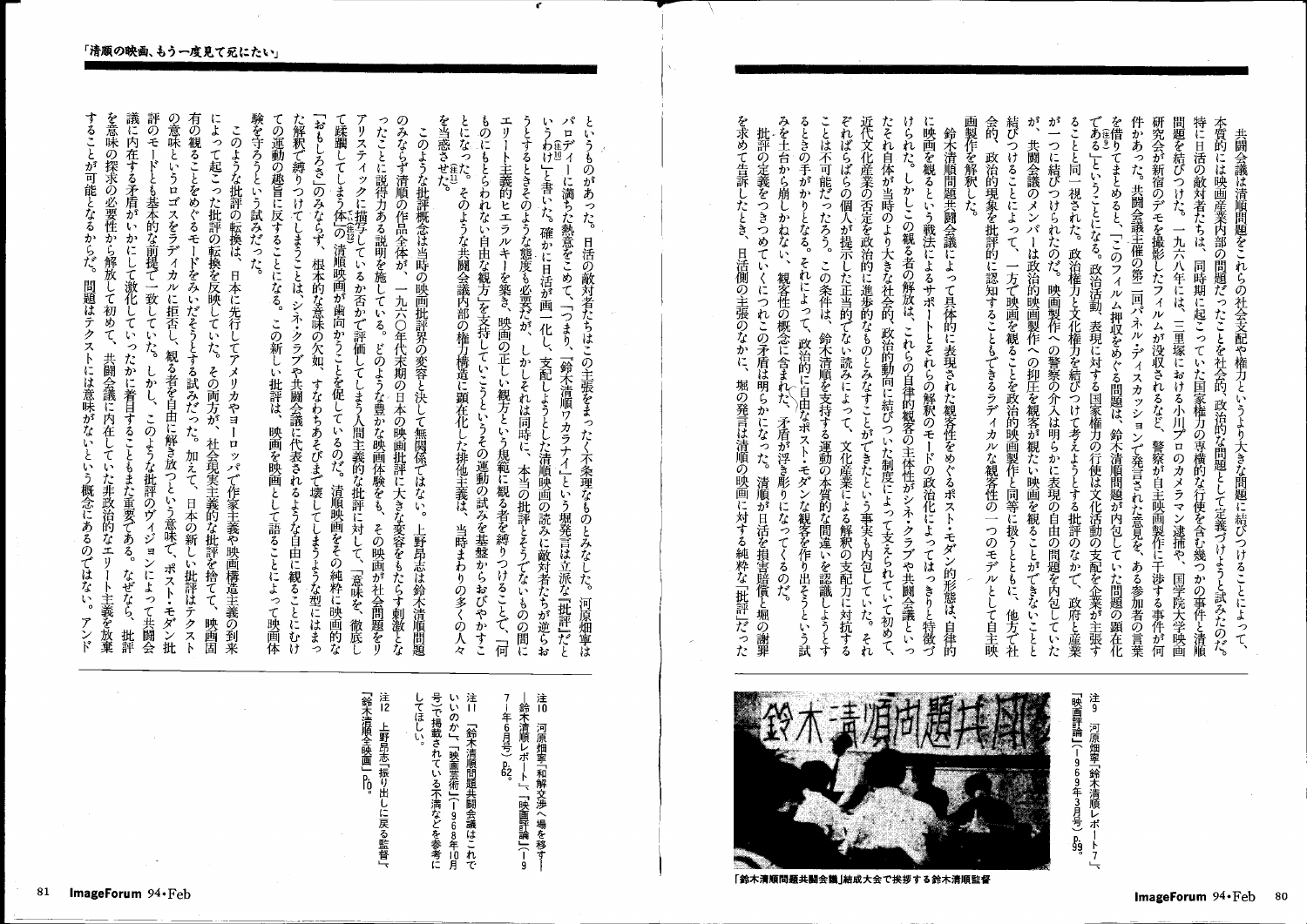共闘会議は清順問題をこれらの社会支配や権力というより大きな問題に結びつけることによって、本質的には映画産業内部の問題だったことを社会的、政治的な問題として定義づけようと試みたのだ。特に日活の敵対者たちは、同時期に起こっていた国家権力の専横的な行使を含む幾つかの事件と清順問題を結びつけた。一九六八年には、三里塚における小川プロのカメラマン逮捕や、国学院大学映画研究会が新宿のデモを撮影したフィルムが没収されるなど、警察が自主映画製作に干渉する事件が何件かあった。共闘会議主催の第二回パネル・ディスカッションで発言された意見を、ある参加者の言葉を借りてまとめると、「このフィルム押収をめぐる問題は、鈴木清順問題が内包していた問題の顕在化である[注9]」ということになる。政治活動、表現に対する国家権力の行使は文化活動の支配を企業が主張することと同一視された。政治権力と文化権力を結びつけて考えようとする批評のなかで、政府と産業が一つに結びつけられたのだ。映画製作への警察の介入は明らかに表現の自由の問題を内包していたが、共闘会議のメンバーは政治的映画製作への抑圧を観客が観たい映画を観ることができないことと結びつけることによって、一方で映画を観ることを政治的映画製作と同等に扱うとともに、他方で社会的、政治的現象を批評的に認知することもできるラディカルな観客性の一つのモデルとして自主映画製作を解釈した。

鈴木清順問題共闘会議によって具体的に表現された観客性をめぐるポスト・モダン的形態は、自律的に映画を観るという戦法によるサポートとそれらの解釈のモードの政治化によってはっきりと特徴づけられた。しかしこの観る者の解放は、これらの自律的観客の主体性がシネ・クラブや共闘会議といったそれ自体が当時のより大きな社会的、政治的動向に結びついた制度によって支えられていて初めて、近代文化産業の否定を政治的に進歩的なものとみなすことができたという事実も内包していた。それぞればらばらの個人が提示した正当的でない読みによって、文化産業による解釈の支配力に対抗することは不可能だっただろう。この条件は、鈴木清順を支持する運動の本質的な間違いを認識しようとするときの手がかりとなる。それによって、政治的に自由なポスト・モダンな観客を作り出そうという試みを土台から崩しかねない、観客性の概念に含まれた、矛盾が浮き彫りになってくるのだ。

批評の定義をつきつめていくにつれこの矛盾は明らかになった。清順が日活を損害賠償と堀の謝罪を求めて告訴したとき、日活側の主張のなかに、堀の発言は清順の映画に対する純粋な「批評」だったというものがあった。日活の敵対者たちはこの主張をまったく不条理なものとみなした。河原畑寧はパロディーに満ちた熱意をこめて、「つまり、『鈴木清順ワカラナイ』という堀発言は立派な『批評』だというわけ[注10]」と書いた。確かに日活が画一化し、支配しようとした清順映画の読みに敵対者たちが逆らおうとするときのような態度も必要だが、しかしそれは同時に、本当の批評とそうでないものの間にエリート主義的ヒエラルキーを築き、映画の正しい観方という規範に観る者を縛りつけることで、「何ものにもとらわれない自由な観方」を支持していこうというその運動の試みを基盤からおびやかすことになった。[注11]そのような共闘会議内部の権力構造に顕在化した排他主義は、当時まわりの多くの人々を当惑させた。

このような批評概念は当時の映画批評界の変容と決して無関係ではない。上野昂志は鈴木清順問題のみならず清順の作品全体が、一九六〇年代末期の日本の映画批評に大きな変容をもたらす刺激となったことに説得力ある説明を施している。どのような豊かな映画体験をも、その映画が社会問題をリアリスティックに描写しているか否かで評価してしまう人間主義的な批評に対して、「意味を、徹底して蹂躙してしまう体[注12]」の清順映画が歯向かうことを促していたのだ。清順映画をその純粋に映画的な「おもしろさ」のみならず、根本的な意味の欠如、すなわちあそびまで壊してしまうような型にはまった解釈で縛りつけてしまうことは、シネ・クラブや共闘会議に代表されるような自由に観ることにむけての運動の趣旨に反することになる。この新しい批評は、映画を映画として語ることによって映画体験を守ろうという試みだった。

このような批評の転換は、日本に先行してアメリカやヨーロッパで作家主義や映画構造主義の到来によって起こった批評の転換を反映していた。その両方が、社会現実主義的な批評を捨てて、映画固有の観ることをめぐるモードをみいだそうとする試みだった。加えて、日本の新しい批評はテクストの意味というロゴスをラディカルに拒否し、観る者を自由に解き放つという意味で、ポスト・モダン批評のモードとも基本的な前提で一致していた。しかし、このような批評のヴィジョンによって共闘会議に内在する矛盾がいかにして激化していったかに着目することもまた重要である。なぜなら、批評を意味の探求の必要性から解放して初めて、共闘会議に内在していた非政治的なエリート主義を放棄することが可能となるからだ。問題はテクストには意味がないという概念にあるのではない。アンド

「鈴木清順問題共闘会議」結成大会で挨拶する鈴木清順監督

注9　河原畑寧「鈴木清順レポート7」、『映画評論』(1969年3月号) p.99。

注10　河原畑寧「和解交渉へ場を移す—鈴木清順レポート」、『映画評論』(1971年6月号) p.62。

注11　「鈴木清順問題共闘会議はこれでいいのか」『映画芸術』(1968年10月号)で掲載されている不満などを参考にしてほしい。

注12　上野昂志「振り出しに戻る監督」『鈴木清順全映画』p.0。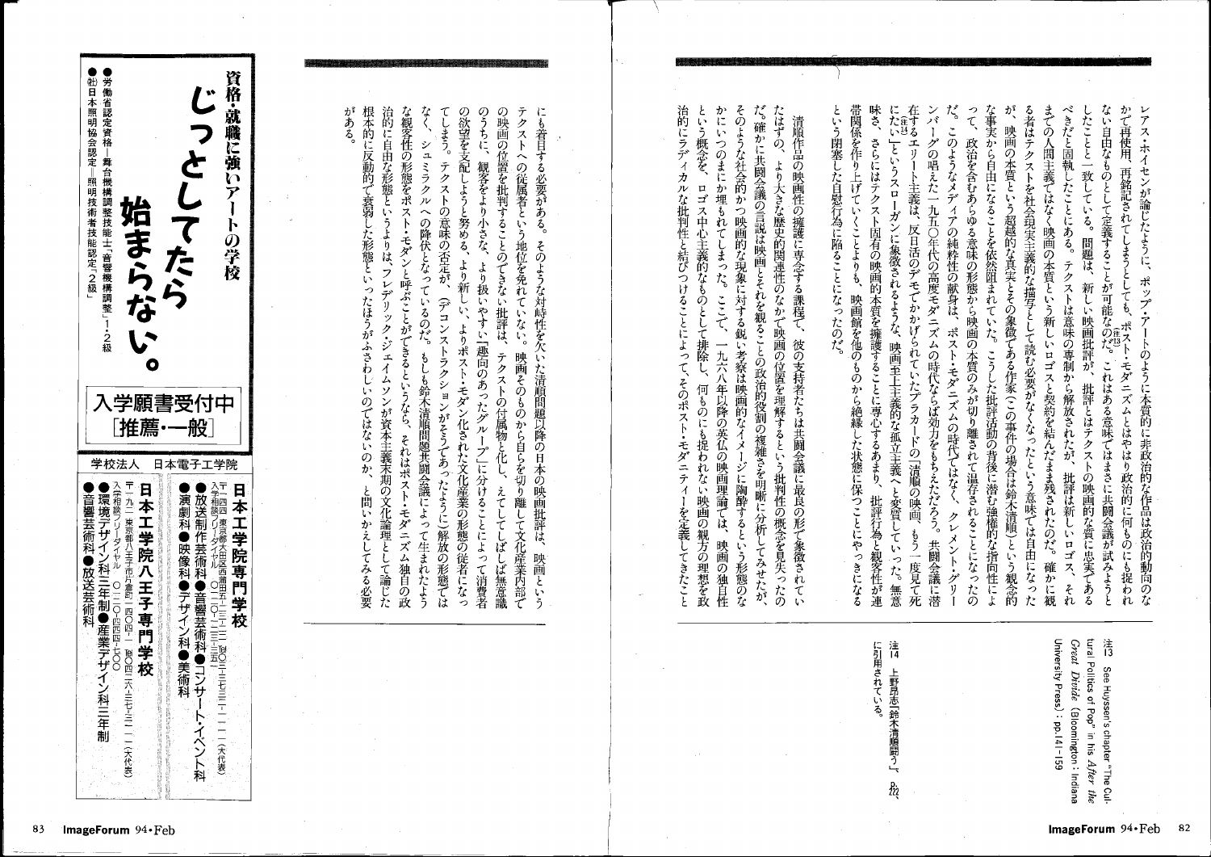レアス・ホイセンが論じたように、ポップ・アートのように本質的に非政治的な作品は政治的動向のなかで再使用、再銘記されてしまうとしても、ポスト・モダニズムとはやはり政治的に何ものにも捉われない自由なものとして定義することが可能なのだ。[注13] これはある意味ではまさに共闘会議が試みようとしたことと一致している。問題は、新しい映画批評が、批評とはテクストの映画的な質に忠実であるべきだと固執したことにある。テクストは意味の専制から解放されたが、批評は新しいロゴスと契約を結んだまま残されたのだ。確かに観る者はテクストを社会現実主義的な描写として読む必要がなくなったという意味では自由になったが、映画の本質という超越的な真実とその象徴である作家(この事件の場合は鈴木清順)という観念的な事実から自由になることを依然阻まれていた。こうした批評活動の背後に潜む強権的な指向性によって、政治を含むあらゆる意味の形態から映画の本質のみが切り離されて温存されることになったのだ。このようなメディアの純粋性の献身は、ポスト・モダニズムの時代ではなく、クレメント・グリーンバーグの唱えた一九五〇年代の高度モダニズムの時代ならば効力をもちえただろう。共闘会議に潜在するエリート主義は、反日活のデモでかかげられていたプラカードの「清順の映画、もう一度見て死にたい」[注14]というスローガンに象徴されるような、映画至上主義的な孤立主義へと変質していった。無意味、さらにはテクスト固有の映画的本質を擁護することに専心するあまり、批評行為と観客性が連帯関係を作り上げていくことよりも、映画館を他のものから絶縁した状態に保つことにやっきになるという閉塞した自慰行為に陥ることになったのだ。

清順作品の映画性の擁護に専念する課程で、彼の支持者たちは共闘会議に最良の形で象徴されていたはずの、より大きな歴史的関連性のなかで映画の位置を理解するという批判性の概念を見失ったのだ。確かに共闘会議の言説は映画とそれを観ることの政治的役割の複雑さを明晰に分析してみせたが、そのような社会的かつ映画的な現象に対する鋭い考察は映画的なイメージに陶酔するという形態のなかにいつのまにか埋もれてしまった。ここで、一九六八年以降の英仏の映画理論では、映画の独自性という概念を、ロゴス中心主義的なものとして排除し、何ものにも捉われない映画の観方の理想を政治的にラディカルな批判性と結びつけることによって、そのポスト・モダニティーを定義してきたことにも着目する必要がある。そのような対峙性を欠いた清順問題以降の日本の映画批評は、映画というテクストへの従属者という地位を免れていない。映画そのものから自らを切り離して文化産業内部での映画の位置を批判することのできない批評は、テクストの付属物と化し、えてしてしばしば無意識のうちに、観客をより小さな、より扱いやすい「趣向のあったグループ」に分けることによって消費者の欲望を支配しようと努める、より新しい、よりポスト・モダン化された文化産業の形態の従者になってしまう。テクストの意味の否定が、(デコンストラクションがそうであったように)解放の形態ではなく、シュミラクルへの降伏となっているのだ。もしも鈴木清順問題共闘会議によって生まれたような観客性の形態をポスト・モダンと呼ぶことができるというなら、それはポスト・モダニズム独自の政治的に自由な形態というよりは、フレデリック・ジェイムソンが資本主義末期の文化論理として論じた根本的に反動的で衰弱した形態といったほうがふさわしいのではないのか、と問いかえしてみる必要がある。

注13 See Huyssen's chapter "The Cultural Politics of Pop" in his *After the Great Divide* (Bloomington: Indiana University Press) : pp.141-159

注14 上野昂志「鈴木清順闘う」、p.22に引用されている。

資格・就職に強いアートの学校

# じっとしてたら始まらない。

●労働省認定資格—舞台機構調整技能士「音響機構調整」1・2級
●㈳日本照明協会認定—照明技術者技能認定「2級」

入学願書受付中［推薦・一般］

学校法人 日本電子工学院

## 日本工学院専門学校

〒144 東京都大田区西蒲田5-23-22 ☎03-3732-1111(大代表)
入学相談フリーダイヤル 0120-123351

●放送制作芸術科●音響芸術科●コンサート・イベント科
●演劇科●映像科●デザイン科●美術科

## 日本工学院八王子専門学校

〒192 東京都八王子市片倉町1404-1 ☎0426-37-3111(大代表)
入学相談フリーダイヤル 0120-444700

●環境デザイン科三年制●産業デザイン科三年制
●音響芸術科●放送芸術科